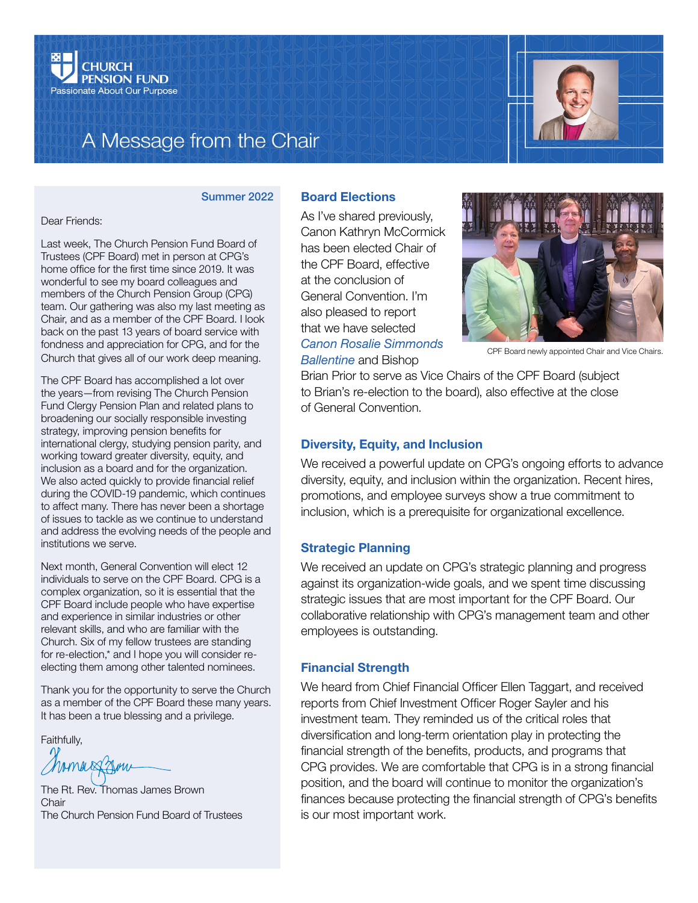CHURCH PENSION FUND
Passionate About Our Purpose

# A Message from the Chair

Summer 2022

Dear Friends:

Last week, The Church Pension Fund Board of Trustees (CPF Board) met in person at CPG's home office for the first time since 2019. It was wonderful to see my board colleagues and members of the Church Pension Group (CPG) team. Our gathering was also my last meeting as Chair, and as a member of the CPF Board. I look back on the past 13 years of board service with fondness and appreciation for CPG, and for the Church that gives all of our work deep meaning.

The CPF Board has accomplished a lot over the years—from revising The Church Pension Fund Clergy Pension Plan and related plans to broadening our socially responsible investing strategy, improving pension benefits for international clergy, studying pension parity, and working toward greater diversity, equity, and inclusion as a board and for the organization. We also acted quickly to provide financial relief during the COVID-19 pandemic, which continues to affect many. There has never been a shortage of issues to tackle as we continue to understand and address the evolving needs of the people and institutions we serve.

Next month, General Convention will elect 12 individuals to serve on the CPF Board. CPG is a complex organization, so it is essential that the CPF Board include people who have expertise and experience in similar industries or other relevant skills, and who are familiar with the Church. Six of my fellow trustees are standing for re-election,* and I hope you will consider re-electing them among other talented nominees.

Thank you for the opportunity to serve the Church as a member of the CPF Board these many years. It has been a true blessing and a privilege.

Faithfully,

The Rt. Rev. Thomas James Brown
Chair
The Church Pension Fund Board of Trustees

## Board Elections

As I've shared previously, Canon Kathryn McCormick has been elected Chair of the CPF Board, effective at the conclusion of General Convention. I'm also pleased to report that we have selected *Canon Rosalie Simmonds Ballentine* and Bishop Brian Prior to serve as Vice Chairs of the CPF Board (subject to Brian's re-election to the board), also effective at the close of General Convention.

CPF Board newly appointed Chair and Vice Chairs.

## Diversity, Equity, and Inclusion

We received a powerful update on CPG's ongoing efforts to advance diversity, equity, and inclusion within the organization. Recent hires, promotions, and employee surveys show a true commitment to inclusion, which is a prerequisite for organizational excellence.

## Strategic Planning

We received an update on CPG's strategic planning and progress against its organization-wide goals, and we spent time discussing strategic issues that are most important for the CPF Board. Our collaborative relationship with CPG's management team and other employees is outstanding.

## Financial Strength

We heard from Chief Financial Officer Ellen Taggart, and received reports from Chief Investment Officer Roger Sayler and his investment team. They reminded us of the critical roles that diversification and long-term orientation play in protecting the financial strength of the benefits, products, and programs that CPG provides. We are comfortable that CPG is in a strong financial position, and the board will continue to monitor the organization's finances because protecting the financial strength of CPG's benefits is our most important work.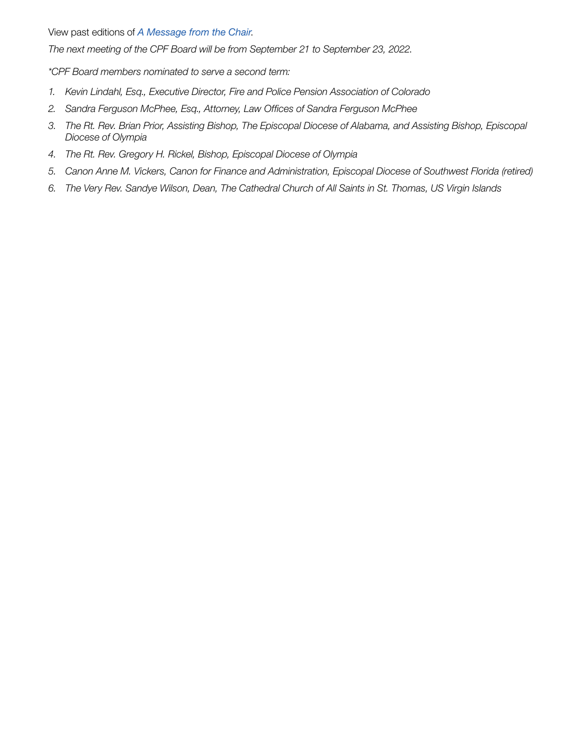View past editions of *A Message from the Chair*.

*The next meeting of the CPF Board will be from September 21 to September 23, 2022.*

*\*CPF Board members nominated to serve a second term:*

1. *Kevin Lindahl, Esq., Executive Director, Fire and Police Pension Association of Colorado*
2. *Sandra Ferguson McPhee, Esq., Attorney, Law Offices of Sandra Ferguson McPhee*
3. *The Rt. Rev. Brian Prior, Assisting Bishop, The Episcopal Diocese of Alabama, and Assisting Bishop, Episcopal Diocese of Olympia*
4. *The Rt. Rev. Gregory H. Rickel, Bishop, Episcopal Diocese of Olympia*
5. *Canon Anne M. Vickers, Canon for Finance and Administration, Episcopal Diocese of Southwest Florida (retired)*
6. *The Very Rev. Sandye Wilson, Dean, The Cathedral Church of All Saints in St. Thomas, US Virgin Islands*